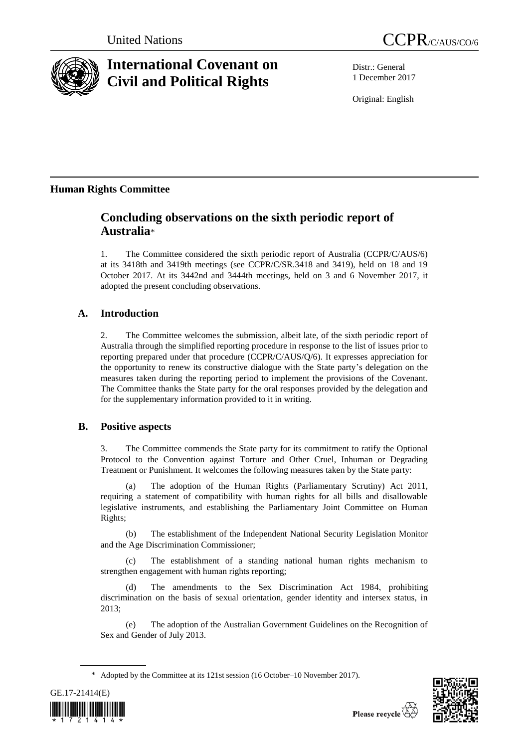United Nations

CCPR/C/AUS/CO/6

# International Covenant on Civil and Political Rights

Distr.: General
1 December 2017

Original: English

## Human Rights Committee

# Concluding observations on the sixth periodic report of Australia*

1. The Committee considered the sixth periodic report of Australia (CCPR/C/AUS/6) at its 3418th and 3419th meetings (see CCPR/C/SR.3418 and 3419), held on 18 and 19 October 2017. At its 3442nd and 3444th meetings, held on 3 and 6 November 2017, it adopted the present concluding observations.

## A. Introduction

2. The Committee welcomes the submission, albeit late, of the sixth periodic report of Australia through the simplified reporting procedure in response to the list of issues prior to reporting prepared under that procedure (CCPR/C/AUS/Q/6). It expresses appreciation for the opportunity to renew its constructive dialogue with the State party's delegation on the measures taken during the reporting period to implement the provisions of the Covenant. The Committee thanks the State party for the oral responses provided by the delegation and for the supplementary information provided to it in writing.

## B. Positive aspects

3. The Committee commends the State party for its commitment to ratify the Optional Protocol to the Convention against Torture and Other Cruel, Inhuman or Degrading Treatment or Punishment. It welcomes the following measures taken by the State party:

(a) The adoption of the Human Rights (Parliamentary Scrutiny) Act 2011, requiring a statement of compatibility with human rights for all bills and disallowable legislative instruments, and establishing the Parliamentary Joint Committee on Human Rights;

(b) The establishment of the Independent National Security Legislation Monitor and the Age Discrimination Commissioner;

(c) The establishment of a standing national human rights mechanism to strengthen engagement with human rights reporting;

(d) The amendments to the Sex Discrimination Act 1984, prohibiting discrimination on the basis of sexual orientation, gender identity and intersex status, in 2013;

(e) The adoption of the Australian Government Guidelines on the Recognition of Sex and Gender of July 2013.

* Adopted by the Committee at its 121st session (16 October–10 November 2017).

GE.17-21414(E)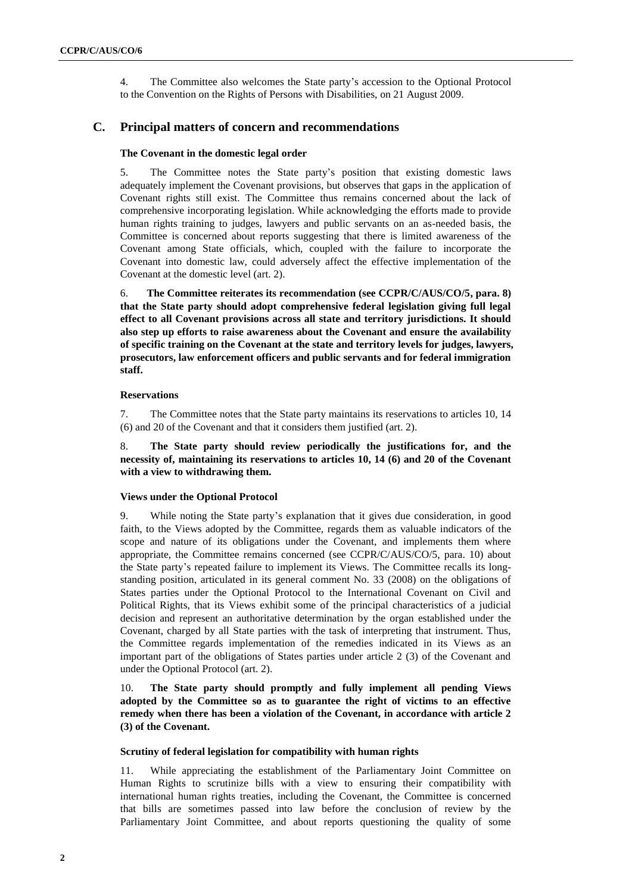4. The Committee also welcomes the State party's accession to the Optional Protocol to the Convention on the Rights of Persons with Disabilities, on 21 August 2009.

## C. Principal matters of concern and recommendations

### The Covenant in the domestic legal order

5. The Committee notes the State party's position that existing domestic laws adequately implement the Covenant provisions, but observes that gaps in the application of Covenant rights still exist. The Committee thus remains concerned about the lack of comprehensive incorporating legislation. While acknowledging the efforts made to provide human rights training to judges, lawyers and public servants on an as-needed basis, the Committee is concerned about reports suggesting that there is limited awareness of the Covenant among State officials, which, coupled with the failure to incorporate the Covenant into domestic law, could adversely affect the effective implementation of the Covenant at the domestic level (art. 2).

6. **The Committee reiterates its recommendation (see CCPR/C/AUS/CO/5, para. 8) that the State party should adopt comprehensive federal legislation giving full legal effect to all Covenant provisions across all state and territory jurisdictions. It should also step up efforts to raise awareness about the Covenant and ensure the availability of specific training on the Covenant at the state and territory levels for judges, lawyers, prosecutors, law enforcement officers and public servants and for federal immigration staff.**

### Reservations

7. The Committee notes that the State party maintains its reservations to articles 10, 14 (6) and 20 of the Covenant and that it considers them justified (art. 2).

8. **The State party should review periodically the justifications for, and the necessity of, maintaining its reservations to articles 10, 14 (6) and 20 of the Covenant with a view to withdrawing them.**

### Views under the Optional Protocol

9. While noting the State party's explanation that it gives due consideration, in good faith, to the Views adopted by the Committee, regards them as valuable indicators of the scope and nature of its obligations under the Covenant, and implements them where appropriate, the Committee remains concerned (see CCPR/C/AUS/CO/5, para. 10) about the State party's repeated failure to implement its Views. The Committee recalls its long-standing position, articulated in its general comment No. 33 (2008) on the obligations of States parties under the Optional Protocol to the International Covenant on Civil and Political Rights, that its Views exhibit some of the principal characteristics of a judicial decision and represent an authoritative determination by the organ established under the Covenant, charged by all State parties with the task of interpreting that instrument. Thus, the Committee regards implementation of the remedies indicated in its Views as an important part of the obligations of States parties under article 2 (3) of the Covenant and under the Optional Protocol (art. 2).

10. **The State party should promptly and fully implement all pending Views adopted by the Committee so as to guarantee the right of victims to an effective remedy when there has been a violation of the Covenant, in accordance with article 2 (3) of the Covenant.**

### Scrutiny of federal legislation for compatibility with human rights

11. While appreciating the establishment of the Parliamentary Joint Committee on Human Rights to scrutinize bills with a view to ensuring their compatibility with international human rights treaties, including the Covenant, the Committee is concerned that bills are sometimes passed into law before the conclusion of review by the Parliamentary Joint Committee, and about reports questioning the quality of some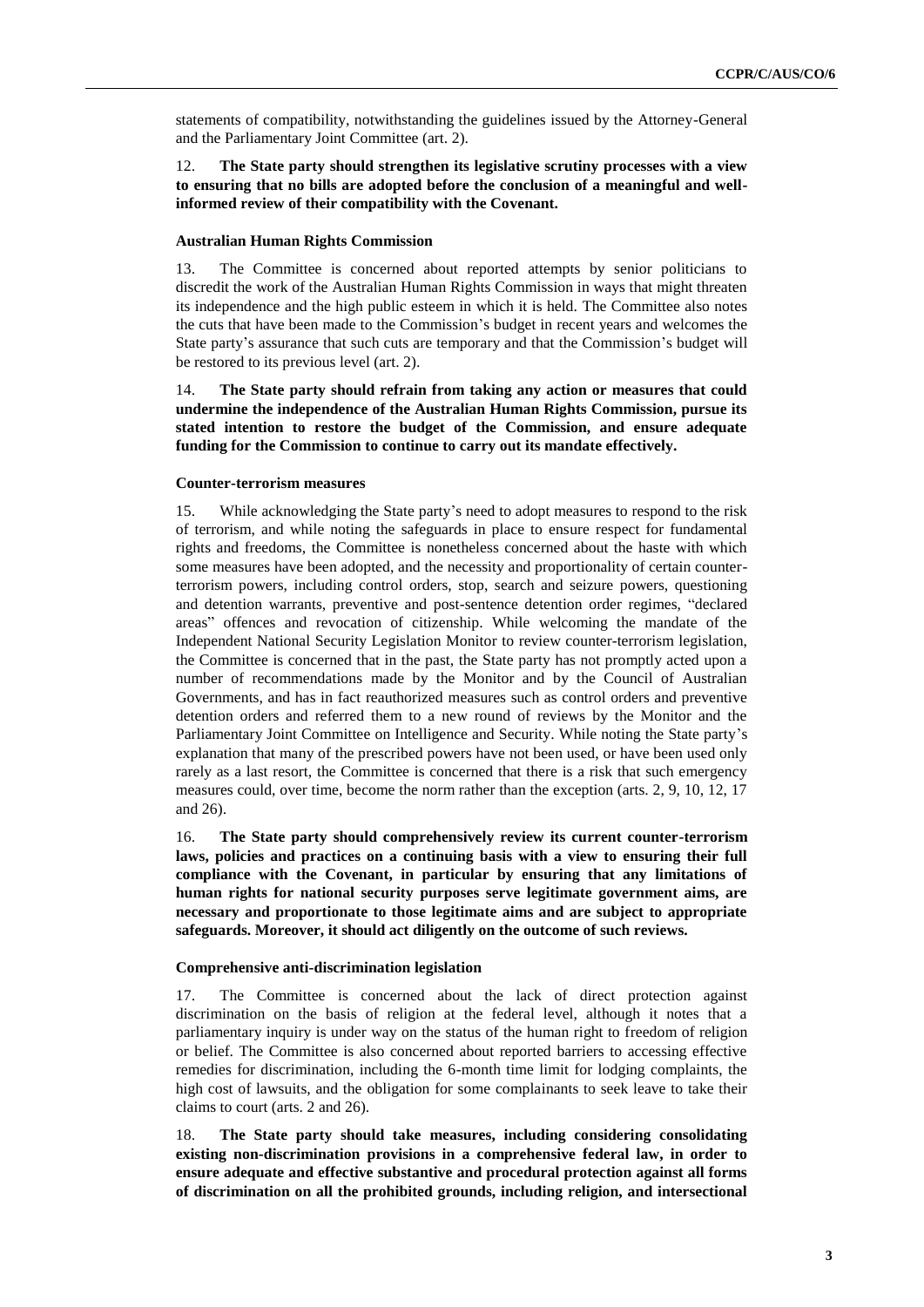statements of compatibility, notwithstanding the guidelines issued by the Attorney-General and the Parliamentary Joint Committee (art. 2).

12. **The State party should strengthen its legislative scrutiny processes with a view to ensuring that no bills are adopted before the conclusion of a meaningful and well-informed review of their compatibility with the Covenant.**

### Australian Human Rights Commission

13. The Committee is concerned about reported attempts by senior politicians to discredit the work of the Australian Human Rights Commission in ways that might threaten its independence and the high public esteem in which it is held. The Committee also notes the cuts that have been made to the Commission's budget in recent years and welcomes the State party's assurance that such cuts are temporary and that the Commission's budget will be restored to its previous level (art. 2).

14. **The State party should refrain from taking any action or measures that could undermine the independence of the Australian Human Rights Commission, pursue its stated intention to restore the budget of the Commission, and ensure adequate funding for the Commission to continue to carry out its mandate effectively.**

### Counter-terrorism measures

15. While acknowledging the State party's need to adopt measures to respond to the risk of terrorism, and while noting the safeguards in place to ensure respect for fundamental rights and freedoms, the Committee is nonetheless concerned about the haste with which some measures have been adopted, and the necessity and proportionality of certain counter-terrorism powers, including control orders, stop, search and seizure powers, questioning and detention warrants, preventive and post-sentence detention order regimes, "declared areas" offences and revocation of citizenship. While welcoming the mandate of the Independent National Security Legislation Monitor to review counter-terrorism legislation, the Committee is concerned that in the past, the State party has not promptly acted upon a number of recommendations made by the Monitor and by the Council of Australian Governments, and has in fact reauthorized measures such as control orders and preventive detention orders and referred them to a new round of reviews by the Monitor and the Parliamentary Joint Committee on Intelligence and Security. While noting the State party's explanation that many of the prescribed powers have not been used, or have been used only rarely as a last resort, the Committee is concerned that there is a risk that such emergency measures could, over time, become the norm rather than the exception (arts. 2, 9, 10, 12, 17 and 26).

16. **The State party should comprehensively review its current counter-terrorism laws, policies and practices on a continuing basis with a view to ensuring their full compliance with the Covenant, in particular by ensuring that any limitations of human rights for national security purposes serve legitimate government aims, are necessary and proportionate to those legitimate aims and are subject to appropriate safeguards. Moreover, it should act diligently on the outcome of such reviews.**

### Comprehensive anti-discrimination legislation

17. The Committee is concerned about the lack of direct protection against discrimination on the basis of religion at the federal level, although it notes that a parliamentary inquiry is under way on the status of the human right to freedom of religion or belief. The Committee is also concerned about reported barriers to accessing effective remedies for discrimination, including the 6-month time limit for lodging complaints, the high cost of lawsuits, and the obligation for some complainants to seek leave to take their claims to court (arts. 2 and 26).

18. **The State party should take measures, including considering consolidating existing non-discrimination provisions in a comprehensive federal law, in order to ensure adequate and effective substantive and procedural protection against all forms of discrimination on all the prohibited grounds, including religion, and intersectional**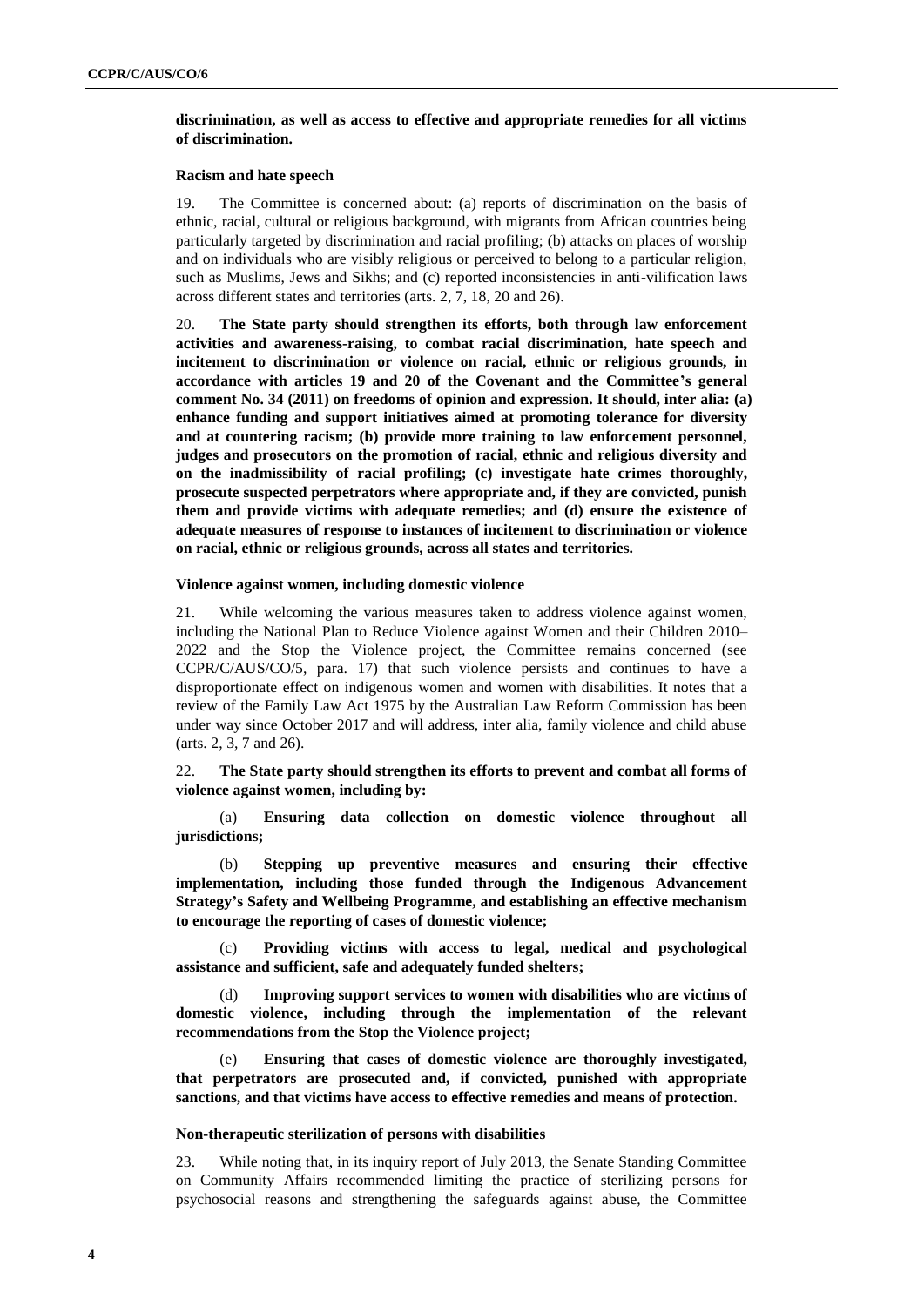**discrimination, as well as access to effective and appropriate remedies for all victims of discrimination.**

### Racism and hate speech

19. The Committee is concerned about: (a) reports of discrimination on the basis of ethnic, racial, cultural or religious background, with migrants from African countries being particularly targeted by discrimination and racial profiling; (b) attacks on places of worship and on individuals who are visibly religious or perceived to belong to a particular religion, such as Muslims, Jews and Sikhs; and (c) reported inconsistencies in anti-vilification laws across different states and territories (arts. 2, 7, 18, 20 and 26).

20. **The State party should strengthen its efforts, both through law enforcement activities and awareness-raising, to combat racial discrimination, hate speech and incitement to discrimination or violence on racial, ethnic or religious grounds, in accordance with articles 19 and 20 of the Covenant and the Committee's general comment No. 34 (2011) on freedoms of opinion and expression. It should, inter alia: (a) enhance funding and support initiatives aimed at promoting tolerance for diversity and at countering racism; (b) provide more training to law enforcement personnel, judges and prosecutors on the promotion of racial, ethnic and religious diversity and on the inadmissibility of racial profiling; (c) investigate hate crimes thoroughly, prosecute suspected perpetrators where appropriate and, if they are convicted, punish them and provide victims with adequate remedies; and (d) ensure the existence of adequate measures of response to instances of incitement to discrimination or violence on racial, ethnic or religious grounds, across all states and territories.**

### Violence against women, including domestic violence

21. While welcoming the various measures taken to address violence against women, including the National Plan to Reduce Violence against Women and their Children 2010–2022 and the Stop the Violence project, the Committee remains concerned (see CCPR/C/AUS/CO/5, para. 17) that such violence persists and continues to have a disproportionate effect on indigenous women and women with disabilities. It notes that a review of the Family Law Act 1975 by the Australian Law Reform Commission has been under way since October 2017 and will address, inter alia, family violence and child abuse (arts. 2, 3, 7 and 26).

22. **The State party should strengthen its efforts to prevent and combat all forms of violence against women, including by:**

(a) **Ensuring data collection on domestic violence throughout all jurisdictions;**

(b) **Stepping up preventive measures and ensuring their effective implementation, including those funded through the Indigenous Advancement Strategy's Safety and Wellbeing Programme, and establishing an effective mechanism to encourage the reporting of cases of domestic violence;**

(c) **Providing victims with access to legal, medical and psychological assistance and sufficient, safe and adequately funded shelters;**

(d) **Improving support services to women with disabilities who are victims of domestic violence, including through the implementation of the relevant recommendations from the Stop the Violence project;**

(e) **Ensuring that cases of domestic violence are thoroughly investigated, that perpetrators are prosecuted and, if convicted, punished with appropriate sanctions, and that victims have access to effective remedies and means of protection.**

### Non-therapeutic sterilization of persons with disabilities

23. While noting that, in its inquiry report of July 2013, the Senate Standing Committee on Community Affairs recommended limiting the practice of sterilizing persons for psychosocial reasons and strengthening the safeguards against abuse, the Committee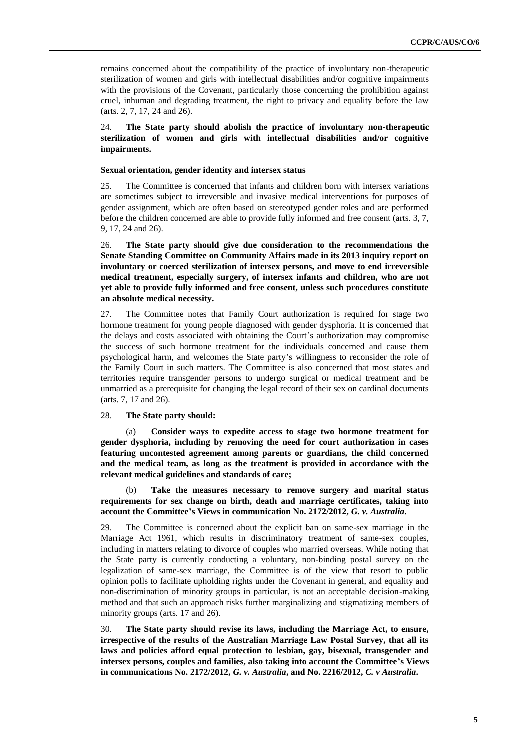remains concerned about the compatibility of the practice of involuntary non-therapeutic sterilization of women and girls with intellectual disabilities and/or cognitive impairments with the provisions of the Covenant, particularly those concerning the prohibition against cruel, inhuman and degrading treatment, the right to privacy and equality before the law (arts. 2, 7, 17, 24 and 26).

24. **The State party should abolish the practice of involuntary non-therapeutic sterilization of women and girls with intellectual disabilities and/or cognitive impairments.**

#### Sexual orientation, gender identity and intersex status

25. The Committee is concerned that infants and children born with intersex variations are sometimes subject to irreversible and invasive medical interventions for purposes of gender assignment, which are often based on stereotyped gender roles and are performed before the children concerned are able to provide fully informed and free consent (arts. 3, 7, 9, 17, 24 and 26).

26. **The State party should give due consideration to the recommendations the Senate Standing Committee on Community Affairs made in its 2013 inquiry report on involuntary or coerced sterilization of intersex persons, and move to end irreversible medical treatment, especially surgery, of intersex infants and children, who are not yet able to provide fully informed and free consent, unless such procedures constitute an absolute medical necessity.**

27. The Committee notes that Family Court authorization is required for stage two hormone treatment for young people diagnosed with gender dysphoria. It is concerned that the delays and costs associated with obtaining the Court's authorization may compromise the success of such hormone treatment for the individuals concerned and cause them psychological harm, and welcomes the State party's willingness to reconsider the role of the Family Court in such matters. The Committee is also concerned that most states and territories require transgender persons to undergo surgical or medical treatment and be unmarried as a prerequisite for changing the legal record of their sex on cardinal documents (arts. 7, 17 and 26).

28. **The State party should:**

(a) **Consider ways to expedite access to stage two hormone treatment for gender dysphoria, including by removing the need for court authorization in cases featuring uncontested agreement among parents or guardians, the child concerned and the medical team, as long as the treatment is provided in accordance with the relevant medical guidelines and standards of care;**

(b) **Take the measures necessary to remove surgery and marital status requirements for sex change on birth, death and marriage certificates, taking into account the Committee's Views in communication No. 2172/2012, *G. v. Australia*.**

29. The Committee is concerned about the explicit ban on same-sex marriage in the Marriage Act 1961, which results in discriminatory treatment of same-sex couples, including in matters relating to divorce of couples who married overseas. While noting that the State party is currently conducting a voluntary, non-binding postal survey on the legalization of same-sex marriage, the Committee is of the view that resort to public opinion polls to facilitate upholding rights under the Covenant in general, and equality and non-discrimination of minority groups in particular, is not an acceptable decision-making method and that such an approach risks further marginalizing and stigmatizing members of minority groups (arts. 17 and 26).

30. **The State party should revise its laws, including the Marriage Act, to ensure, irrespective of the results of the Australian Marriage Law Postal Survey, that all its laws and policies afford equal protection to lesbian, gay, bisexual, transgender and intersex persons, couples and families, also taking into account the Committee's Views in communications No. 2172/2012, *G. v. Australia*, and No. 2216/2012, *C. v Australia*.**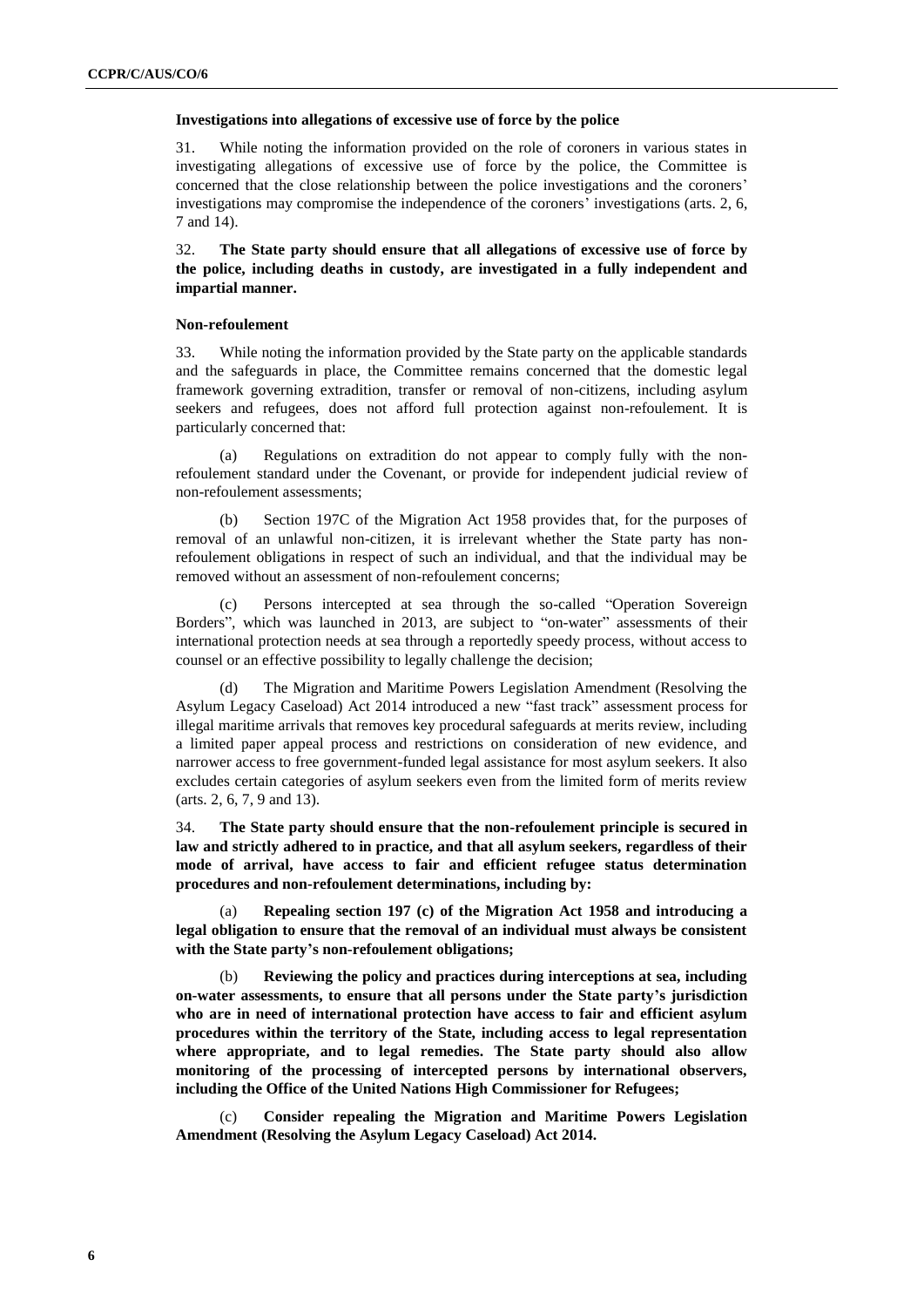**Investigations into allegations of excessive use of force by the police**

31. While noting the information provided on the role of coroners in various states in investigating allegations of excessive use of force by the police, the Committee is concerned that the close relationship between the police investigations and the coroners' investigations may compromise the independence of the coroners' investigations (arts. 2, 6, 7 and 14).

32. **The State party should ensure that all allegations of excessive use of force by the police, including deaths in custody, are investigated in a fully independent and impartial manner.**

**Non-refoulement**

33. While noting the information provided by the State party on the applicable standards and the safeguards in place, the Committee remains concerned that the domestic legal framework governing extradition, transfer or removal of non-citizens, including asylum seekers and refugees, does not afford full protection against non-refoulement. It is particularly concerned that:

(a) Regulations on extradition do not appear to comply fully with the non-refoulement standard under the Covenant, or provide for independent judicial review of non-refoulement assessments;

(b) Section 197C of the Migration Act 1958 provides that, for the purposes of removal of an unlawful non-citizen, it is irrelevant whether the State party has non-refoulement obligations in respect of such an individual, and that the individual may be removed without an assessment of non-refoulement concerns;

(c) Persons intercepted at sea through the so-called "Operation Sovereign Borders", which was launched in 2013, are subject to "on-water" assessments of their international protection needs at sea through a reportedly speedy process, without access to counsel or an effective possibility to legally challenge the decision;

(d) The Migration and Maritime Powers Legislation Amendment (Resolving the Asylum Legacy Caseload) Act 2014 introduced a new "fast track" assessment process for illegal maritime arrivals that removes key procedural safeguards at merits review, including a limited paper appeal process and restrictions on consideration of new evidence, and narrower access to free government-funded legal assistance for most asylum seekers. It also excludes certain categories of asylum seekers even from the limited form of merits review (arts. 2, 6, 7, 9 and 13).

34. **The State party should ensure that the non-refoulement principle is secured in law and strictly adhered to in practice, and that all asylum seekers, regardless of their mode of arrival, have access to fair and efficient refugee status determination procedures and non-refoulement determinations, including by:**

(a) **Repealing section 197 (c) of the Migration Act 1958 and introducing a legal obligation to ensure that the removal of an individual must always be consistent with the State party's non-refoulement obligations;**

(b) **Reviewing the policy and practices during interceptions at sea, including on-water assessments, to ensure that all persons under the State party's jurisdiction who are in need of international protection have access to fair and efficient asylum procedures within the territory of the State, including access to legal representation where appropriate, and to legal remedies. The State party should also allow monitoring of the processing of intercepted persons by international observers, including the Office of the United Nations High Commissioner for Refugees;**

(c) **Consider repealing the Migration and Maritime Powers Legislation Amendment (Resolving the Asylum Legacy Caseload) Act 2014.**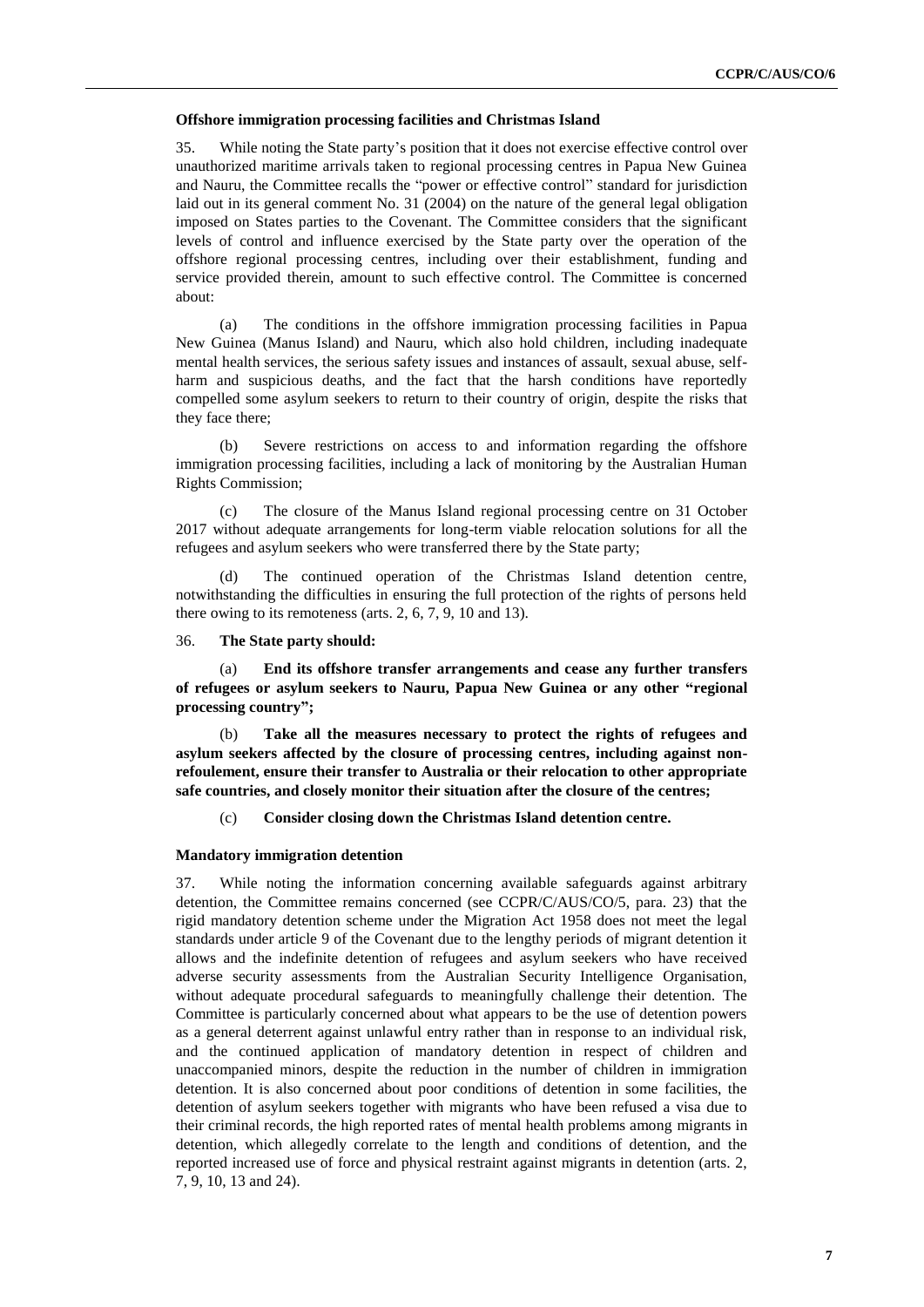### Offshore immigration processing facilities and Christmas Island

35. While noting the State party's position that it does not exercise effective control over unauthorized maritime arrivals taken to regional processing centres in Papua New Guinea and Nauru, the Committee recalls the "power or effective control" standard for jurisdiction laid out in its general comment No. 31 (2004) on the nature of the general legal obligation imposed on States parties to the Covenant. The Committee considers that the significant levels of control and influence exercised by the State party over the operation of the offshore regional processing centres, including over their establishment, funding and service provided therein, amount to such effective control. The Committee is concerned about:

(a) The conditions in the offshore immigration processing facilities in Papua New Guinea (Manus Island) and Nauru, which also hold children, including inadequate mental health services, the serious safety issues and instances of assault, sexual abuse, self-harm and suspicious deaths, and the fact that the harsh conditions have reportedly compelled some asylum seekers to return to their country of origin, despite the risks that they face there;

(b) Severe restrictions on access to and information regarding the offshore immigration processing facilities, including a lack of monitoring by the Australian Human Rights Commission;

(c) The closure of the Manus Island regional processing centre on 31 October 2017 without adequate arrangements for long-term viable relocation solutions for all the refugees and asylum seekers who were transferred there by the State party;

(d) The continued operation of the Christmas Island detention centre, notwithstanding the difficulties in ensuring the full protection of the rights of persons held there owing to its remoteness (arts. 2, 6, 7, 9, 10 and 13).

36. **The State party should:**

(a) **End its offshore transfer arrangements and cease any further transfers of refugees or asylum seekers to Nauru, Papua New Guinea or any other "regional processing country";**

(b) **Take all the measures necessary to protect the rights of refugees and asylum seekers affected by the closure of processing centres, including against non-refoulement, ensure their transfer to Australia or their relocation to other appropriate safe countries, and closely monitor their situation after the closure of the centres;**

(c) **Consider closing down the Christmas Island detention centre.**

### Mandatory immigration detention

37. While noting the information concerning available safeguards against arbitrary detention, the Committee remains concerned (see CCPR/C/AUS/CO/5, para. 23) that the rigid mandatory detention scheme under the Migration Act 1958 does not meet the legal standards under article 9 of the Covenant due to the lengthy periods of migrant detention it allows and the indefinite detention of refugees and asylum seekers who have received adverse security assessments from the Australian Security Intelligence Organisation, without adequate procedural safeguards to meaningfully challenge their detention. The Committee is particularly concerned about what appears to be the use of detention powers as a general deterrent against unlawful entry rather than in response to an individual risk, and the continued application of mandatory detention in respect of children and unaccompanied minors, despite the reduction in the number of children in immigration detention. It is also concerned about poor conditions of detention in some facilities, the detention of asylum seekers together with migrants who have been refused a visa due to their criminal records, the high reported rates of mental health problems among migrants in detention, which allegedly correlate to the length and conditions of detention, and the reported increased use of force and physical restraint against migrants in detention (arts. 2, 7, 9, 10, 13 and 24).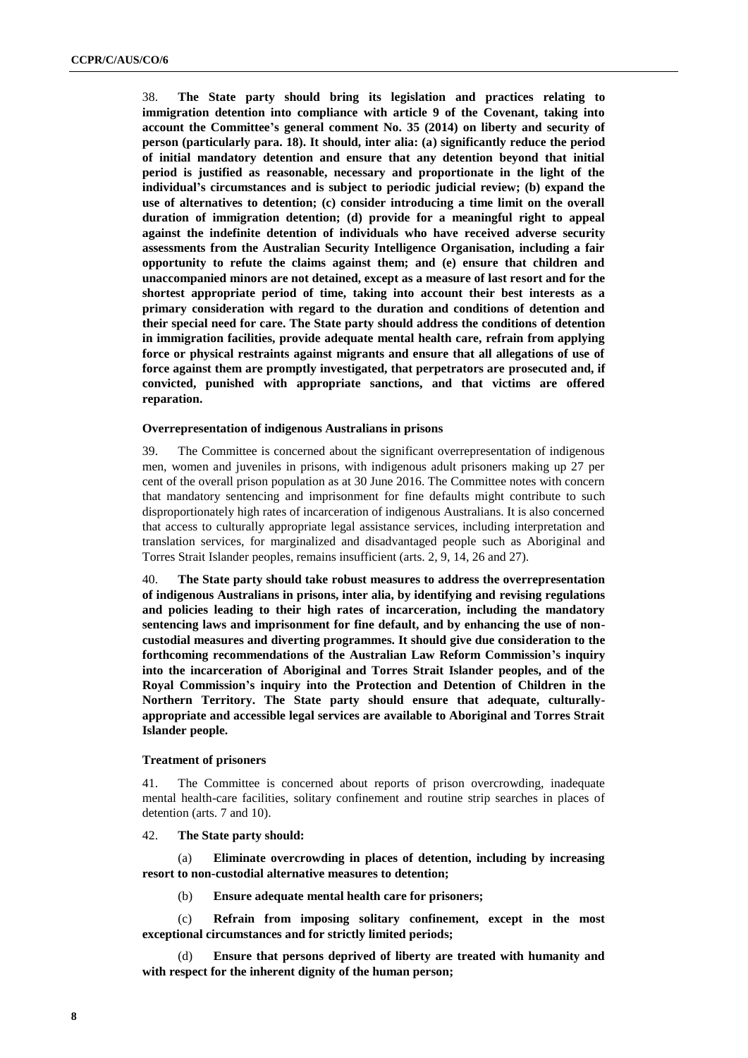38. **The State party should bring its legislation and practices relating to immigration detention into compliance with article 9 of the Covenant, taking into account the Committee's general comment No. 35 (2014) on liberty and security of person (particularly para. 18). It should, inter alia: (a) significantly reduce the period of initial mandatory detention and ensure that any detention beyond that initial period is justified as reasonable, necessary and proportionate in the light of the individual's circumstances and is subject to periodic judicial review; (b) expand the use of alternatives to detention; (c) consider introducing a time limit on the overall duration of immigration detention; (d) provide for a meaningful right to appeal against the indefinite detention of individuals who have received adverse security assessments from the Australian Security Intelligence Organisation, including a fair opportunity to refute the claims against them; and (e) ensure that children and unaccompanied minors are not detained, except as a measure of last resort and for the shortest appropriate period of time, taking into account their best interests as a primary consideration with regard to the duration and conditions of detention and their special need for care. The State party should address the conditions of detention in immigration facilities, provide adequate mental health care, refrain from applying force or physical restraints against migrants and ensure that all allegations of use of force against them are promptly investigated, that perpetrators are prosecuted and, if convicted, punished with appropriate sanctions, and that victims are offered reparation.**

### Overrepresentation of indigenous Australians in prisons

39. The Committee is concerned about the significant overrepresentation of indigenous men, women and juveniles in prisons, with indigenous adult prisoners making up 27 per cent of the overall prison population as at 30 June 2016. The Committee notes with concern that mandatory sentencing and imprisonment for fine defaults might contribute to such disproportionately high rates of incarceration of indigenous Australians. It is also concerned that access to culturally appropriate legal assistance services, including interpretation and translation services, for marginalized and disadvantaged people such as Aboriginal and Torres Strait Islander peoples, remains insufficient (arts. 2, 9, 14, 26 and 27).

40. **The State party should take robust measures to address the overrepresentation of indigenous Australians in prisons, inter alia, by identifying and revising regulations and policies leading to their high rates of incarceration, including the mandatory sentencing laws and imprisonment for fine default, and by enhancing the use of non-custodial measures and diverting programmes. It should give due consideration to the forthcoming recommendations of the Australian Law Reform Commission's inquiry into the incarceration of Aboriginal and Torres Strait Islander peoples, and of the Royal Commission's inquiry into the Protection and Detention of Children in the Northern Territory. The State party should ensure that adequate, culturally-appropriate and accessible legal services are available to Aboriginal and Torres Strait Islander people.**

### Treatment of prisoners

41. The Committee is concerned about reports of prison overcrowding, inadequate mental health-care facilities, solitary confinement and routine strip searches in places of detention (arts. 7 and 10).

42. **The State party should:**

(a) **Eliminate overcrowding in places of detention, including by increasing resort to non-custodial alternative measures to detention;**

(b) **Ensure adequate mental health care for prisoners;**

(c) **Refrain from imposing solitary confinement, except in the most exceptional circumstances and for strictly limited periods;**

(d) **Ensure that persons deprived of liberty are treated with humanity and with respect for the inherent dignity of the human person;**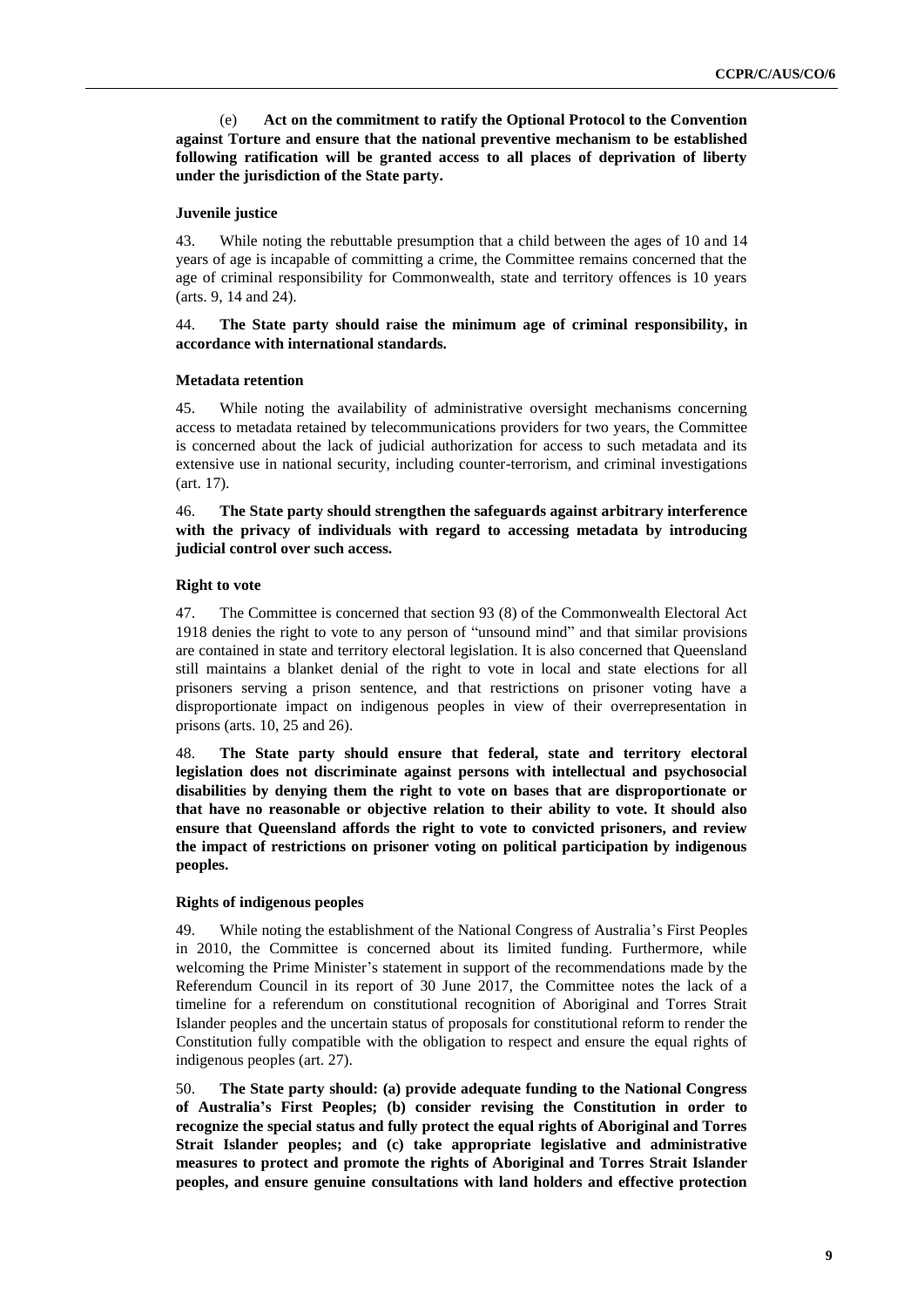(e) **Act on the commitment to ratify the Optional Protocol to the Convention against Torture and ensure that the national preventive mechanism to be established following ratification will be granted access to all places of deprivation of liberty under the jurisdiction of the State party.**

### Juvenile justice

43. While noting the rebuttable presumption that a child between the ages of 10 and 14 years of age is incapable of committing a crime, the Committee remains concerned that the age of criminal responsibility for Commonwealth, state and territory offences is 10 years (arts. 9, 14 and 24).

44. **The State party should raise the minimum age of criminal responsibility, in accordance with international standards.**

### Metadata retention

45. While noting the availability of administrative oversight mechanisms concerning access to metadata retained by telecommunications providers for two years, the Committee is concerned about the lack of judicial authorization for access to such metadata and its extensive use in national security, including counter-terrorism, and criminal investigations (art. 17).

46. **The State party should strengthen the safeguards against arbitrary interference with the privacy of individuals with regard to accessing metadata by introducing judicial control over such access.**

### Right to vote

47. The Committee is concerned that section 93 (8) of the Commonwealth Electoral Act 1918 denies the right to vote to any person of "unsound mind" and that similar provisions are contained in state and territory electoral legislation. It is also concerned that Queensland still maintains a blanket denial of the right to vote in local and state elections for all prisoners serving a prison sentence, and that restrictions on prisoner voting have a disproportionate impact on indigenous peoples in view of their overrepresentation in prisons (arts. 10, 25 and 26).

48. **The State party should ensure that federal, state and territory electoral legislation does not discriminate against persons with intellectual and psychosocial disabilities by denying them the right to vote on bases that are disproportionate or that have no reasonable or objective relation to their ability to vote. It should also ensure that Queensland affords the right to vote to convicted prisoners, and review the impact of restrictions on prisoner voting on political participation by indigenous peoples.**

### Rights of indigenous peoples

49. While noting the establishment of the National Congress of Australia's First Peoples in 2010, the Committee is concerned about its limited funding. Furthermore, while welcoming the Prime Minister's statement in support of the recommendations made by the Referendum Council in its report of 30 June 2017, the Committee notes the lack of a timeline for a referendum on constitutional recognition of Aboriginal and Torres Strait Islander peoples and the uncertain status of proposals for constitutional reform to render the Constitution fully compatible with the obligation to respect and ensure the equal rights of indigenous peoples (art. 27).

50. **The State party should: (a) provide adequate funding to the National Congress of Australia's First Peoples; (b) consider revising the Constitution in order to recognize the special status and fully protect the equal rights of Aboriginal and Torres Strait Islander peoples; and (c) take appropriate legislative and administrative measures to protect and promote the rights of Aboriginal and Torres Strait Islander peoples, and ensure genuine consultations with land holders and effective protection**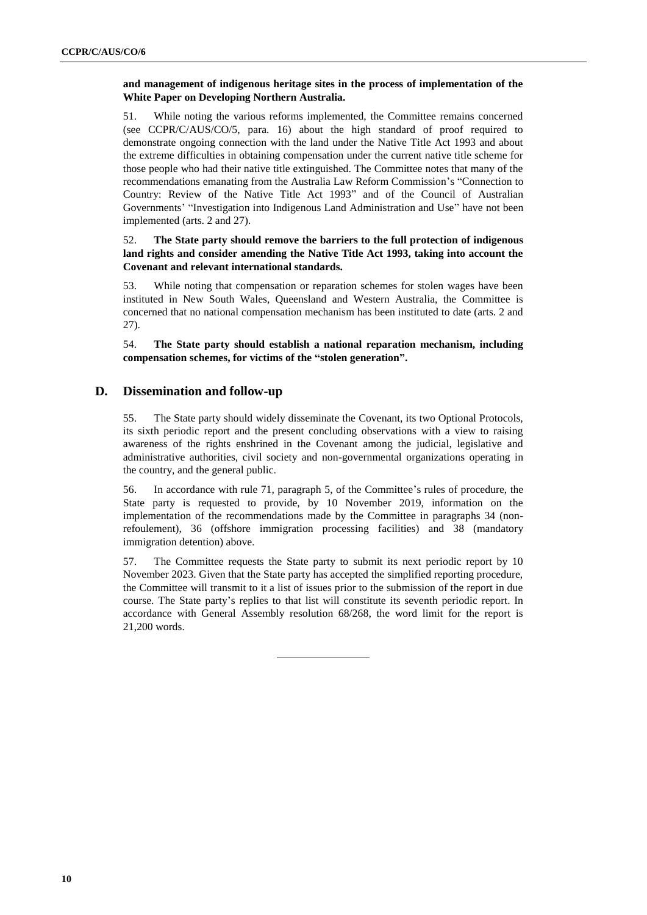**and management of indigenous heritage sites in the process of implementation of the White Paper on Developing Northern Australia.**

51. While noting the various reforms implemented, the Committee remains concerned (see CCPR/C/AUS/CO/5, para. 16) about the high standard of proof required to demonstrate ongoing connection with the land under the Native Title Act 1993 and about the extreme difficulties in obtaining compensation under the current native title scheme for those people who had their native title extinguished. The Committee notes that many of the recommendations emanating from the Australia Law Reform Commission's "Connection to Country: Review of the Native Title Act 1993" and of the Council of Australian Governments' "Investigation into Indigenous Land Administration and Use" have not been implemented (arts. 2 and 27).

52. **The State party should remove the barriers to the full protection of indigenous land rights and consider amending the Native Title Act 1993, taking into account the Covenant and relevant international standards.**

53. While noting that compensation or reparation schemes for stolen wages have been instituted in New South Wales, Queensland and Western Australia, the Committee is concerned that no national compensation mechanism has been instituted to date (arts. 2 and 27).

54. **The State party should establish a national reparation mechanism, including compensation schemes, for victims of the "stolen generation".**

## D. Dissemination and follow-up

55. The State party should widely disseminate the Covenant, its two Optional Protocols, its sixth periodic report and the present concluding observations with a view to raising awareness of the rights enshrined in the Covenant among the judicial, legislative and administrative authorities, civil society and non-governmental organizations operating in the country, and the general public.

56. In accordance with rule 71, paragraph 5, of the Committee's rules of procedure, the State party is requested to provide, by 10 November 2019, information on the implementation of the recommendations made by the Committee in paragraphs 34 (non-refoulement), 36 (offshore immigration processing facilities) and 38 (mandatory immigration detention) above.

57. The Committee requests the State party to submit its next periodic report by 10 November 2023. Given that the State party has accepted the simplified reporting procedure, the Committee will transmit to it a list of issues prior to the submission of the report in due course. The State party's replies to that list will constitute its seventh periodic report. In accordance with General Assembly resolution 68/268, the word limit for the report is 21,200 words.